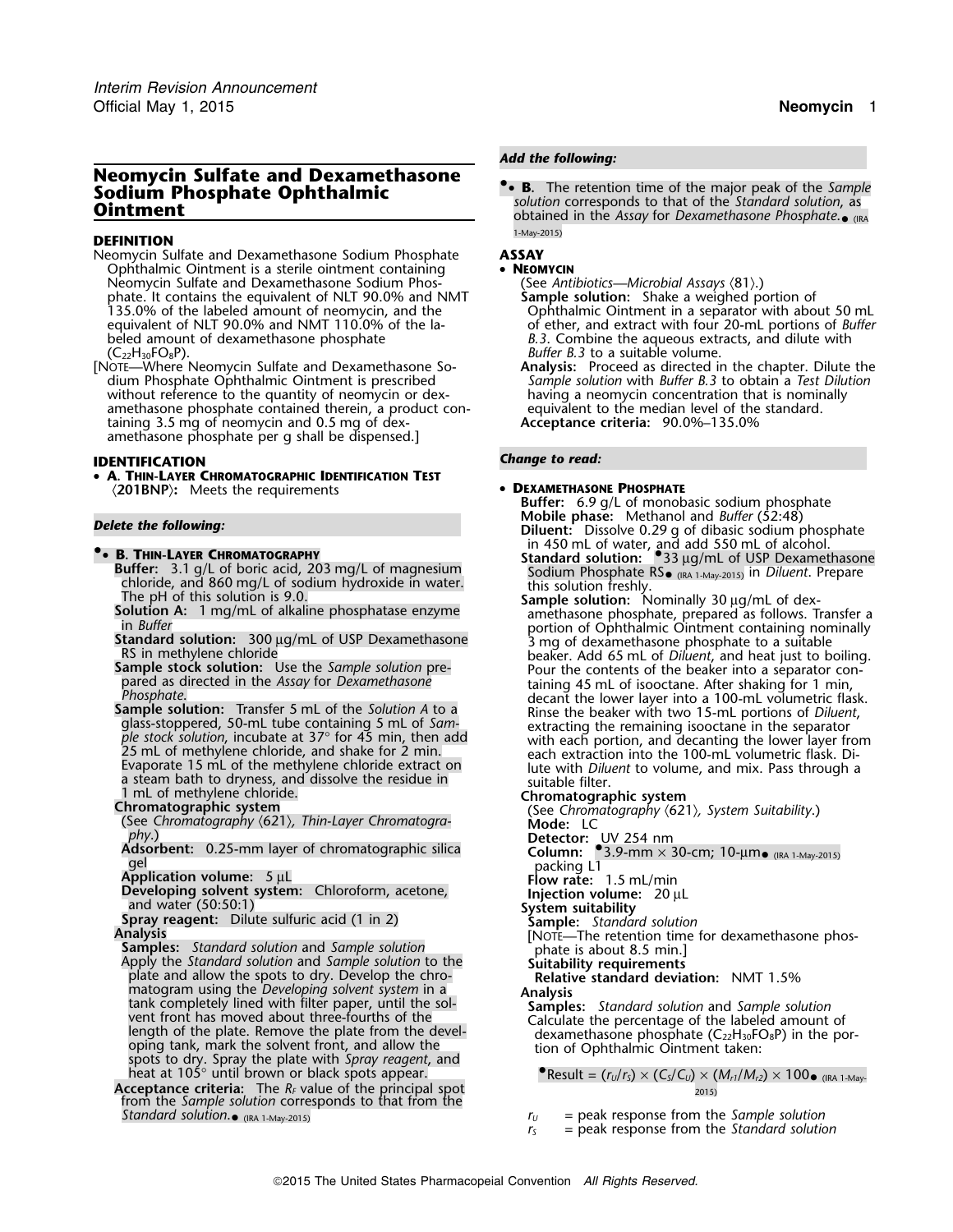# Neomycin Sulfate and Dexamethasone Sodium Phosphate Ophthalmic Ointment

## DEFINITION

Neomycin Sulfate and Dexamethasone Sodium Phosphate Ophthalmic Ointment is a sterile ointment containing Neomycin Sulfate and Dexamethasone Sodium Phosphate. It contains the equivalent of NLT 90.0% and NMT 135.0% of the labeled amount of neomycin, and the equivalent of NLT 90.0% and NMT 110.0% of the labeled amount of dexamethasone phosphate ($C_{22}H_{30}FO_8P$).

[NOTE—Where Neomycin Sulfate and Dexamethasone Sodium Phosphate Ophthalmic Ointment is prescribed without reference to the quantity of neomycin or dexamethasone phosphate contained therein, a product containing 3.5 mg of neomycin and 0.5 mg of dexamethasone phosphate per g shall be dispensed.]

## IDENTIFICATION

- **A. Thin-Layer Chromatographic Identification Test** ⟨201BNP⟩**:** Meets the requirements

*Delete the following:*

- •**B. Thin-Layer Chromatography**
  - **Buffer:** 3.1 g/L of boric acid, 203 mg/L of magnesium chloride, and 860 mg/L of sodium hydroxide in water. The pH of this solution is 9.0.
  - **Solution A:** 1 mg/mL of alkaline phosphatase enzyme in *Buffer*
  - **Standard solution:** 300 µg/mL of USP Dexamethasone RS in methylene chloride
  - **Sample stock solution:** Use the *Sample solution* prepared as directed in the *Assay* for *Dexamethasone Phosphate*.
  - **Sample solution:** Transfer 5 mL of the *Solution A* to a glass-stoppered, 50-mL tube containing 5 mL of *Sample stock solution*, incubate at 37° for 45 min, then add 25 mL of methylene chloride, and shake for 2 min. Evaporate 15 mL of the methylene chloride extract on a steam bath to dryness, and dissolve the residue in 1 mL of methylene chloride.
  - **Chromatographic system**
    (See *Chromatography* ⟨621⟩, *Thin-Layer Chromatography*.)
    - **Adsorbent:** 0.25-mm layer of chromatographic silica gel
    - **Application volume:** 5 µL
    - **Developing solvent system:** Chloroform, acetone, and water (50:50:1)
    - **Spray reagent:** Dilute sulfuric acid (1 in 2)
  - **Analysis**
    - **Samples:** *Standard solution* and *Sample solution*

    Apply the *Standard solution* and *Sample solution* to the plate and allow the spots to dry. Develop the chromatogram using the *Developing solvent system* in a tank completely lined with filter paper, until the solvent front has moved about three-fourths of the length of the plate. Remove the plate from the developing tank, mark the solvent front, and allow the spots to dry. Spray the plate with *Spray reagent*, and heat at 105° until brown or black spots appear.
  - **Acceptance criteria:** The $R_F$ value of the principal spot from the *Sample solution* corresponds to that from the *Standard solution*.• (IRA 1-May-2015)

*Add the following:*

- •**B.** The retention time of the major peak of the *Sample solution* corresponds to that of the *Standard solution*, as obtained in the *Assay* for *Dexamethasone Phosphate*.• (IRA 1-May-2015)

## ASSAY

- **Neomycin**
  (See *Antibiotics—Microbial Assays* ⟨81⟩.)
  - **Sample solution:** Shake a weighed portion of Ophthalmic Ointment in a separator with about 50 mL of ether, and extract with four 20-mL portions of *Buffer B.3*. Combine the aqueous extracts, and dilute with *Buffer B.3* to a suitable volume.
  - **Analysis:** Proceed as directed in the chapter. Dilute the *Sample solution* with *Buffer B.3* to obtain a *Test Dilution* having a neomycin concentration that is nominally equivalent to the median level of the standard.
  - **Acceptance criteria:** 90.0%–135.0%

*Change to read:*

- **Dexamethasone Phosphate**
  - **Buffer:** 6.9 g/L of monobasic sodium phosphate
  - **Mobile phase:** Methanol and *Buffer* (52:48)
  - **Diluent:** Dissolve 0.29 g of dibasic sodium phosphate in 450 mL of water, and add 550 mL of alcohol.
  - **Standard solution:** •33 µg/mL of USP Dexamethasone Sodium Phosphate RS• (IRA 1-May-2015) in *Diluent*. Prepare this solution freshly.
  - **Sample solution:** Nominally 30 µg/mL of dexamethasone phosphate, prepared as follows. Transfer a portion of Ophthalmic Ointment containing nominally 3 mg of dexamethasone phosphate to a suitable beaker. Add 65 mL of *Diluent*, and heat just to boiling. Pour the contents of the beaker into a separator containing 45 mL of isooctane. After shaking for 1 min, decant the lower layer into a 100-mL volumetric flask. Rinse the beaker with two 15-mL portions of *Diluent*, extracting the remaining isooctane in the separator with each portion, and decanting the lower layer from each extraction into the 100-mL volumetric flask. Dilute with *Diluent* to volume, and mix. Pass through a suitable filter.
  - **Chromatographic system**
    (See *Chromatography* ⟨621⟩, *System Suitability*.)
    - **Mode:** LC
    - **Detector:** UV 254 nm
    - **Column:** •3.9-mm × 30-cm; 10-µm• (IRA 1-May-2015) packing L1
    - **Flow rate:** 1.5 mL/min
    - **Injection volume:** 20 µL
  - **System suitability**
    - **Sample:** *Standard solution*

    [NOTE—The retention time for dexamethasone phosphate is about 8.5 min.]
    - **Suitability requirements**
      - **Relative standard deviation:** NMT 1.5%
  - **Analysis**
    - **Samples:** *Standard solution* and *Sample solution*

    Calculate the percentage of the labeled amount of dexamethasone phosphate ($C_{22}H_{30}FO_8P$) in the portion of Ophthalmic Ointment taken:

    •Result = $(r_U/r_S) \times (C_S/C_U) \times (M_{r1}/M_{r2}) \times 100$• (IRA 1-May-2015)

    $r_U$ = peak response from the *Sample solution*
    $r_S$ = peak response from the *Standard solution*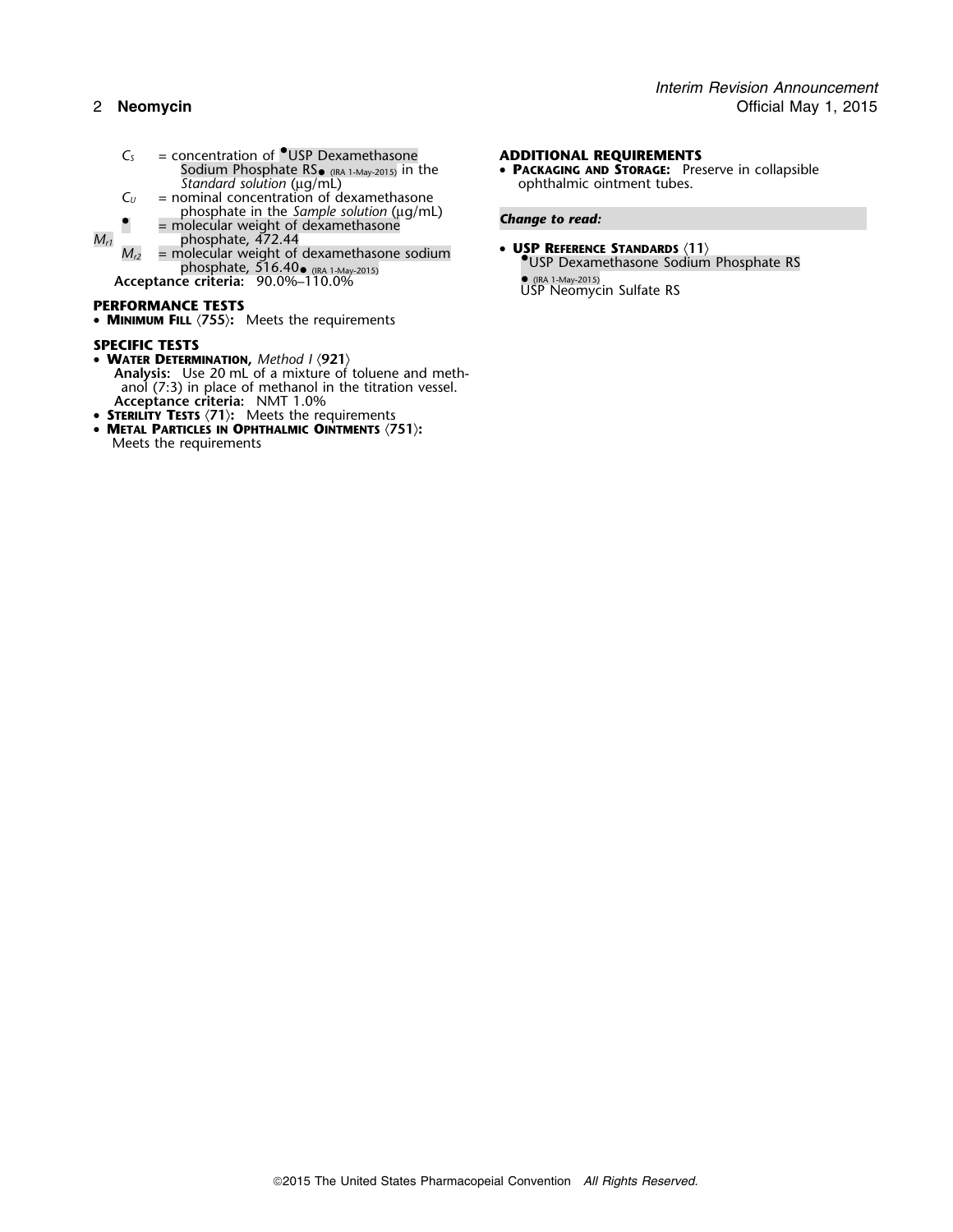$C_S$ = concentration of •USP Dexamethasone Sodium Phosphate RS• (IRA 1-May-2015) in the *Standard solution* (µg/mL)

$C_U$ = nominal concentration of dexamethasone phosphate in the *Sample solution* (µg/mL)

•$M_{r1}$ = molecular weight of dexamethasone phosphate, 472.44

$M_{r2}$ = molecular weight of dexamethasone sodium phosphate, 516.40• (IRA 1-May-2015)

**Acceptance criteria:** 90.0%–110.0%

**PERFORMANCE TESTS**

- **MINIMUM FILL ⟨755⟩:** Meets the requirements

**SPECIFIC TESTS**

- **WATER DETERMINATION,** *Method I* ⟨**921**⟩

  **Analysis:** Use 20 mL of a mixture of toluene and methanol (7:3) in place of methanol in the titration vessel.

  **Acceptance criteria:** NMT 1.0%
- **STERILITY TESTS ⟨71⟩:** Meets the requirements
- **METAL PARTICLES IN OPHTHALMIC OINTMENTS ⟨751⟩:** Meets the requirements

**ADDITIONAL REQUIREMENTS**

- **PACKAGING AND STORAGE:** Preserve in collapsible ophthalmic ointment tubes.

***Change to read:***

- **USP REFERENCE STANDARDS ⟨11⟩**

  •USP Dexamethasone Sodium Phosphate RS

  • (IRA 1-May-2015)

  USP Neomycin Sulfate RS